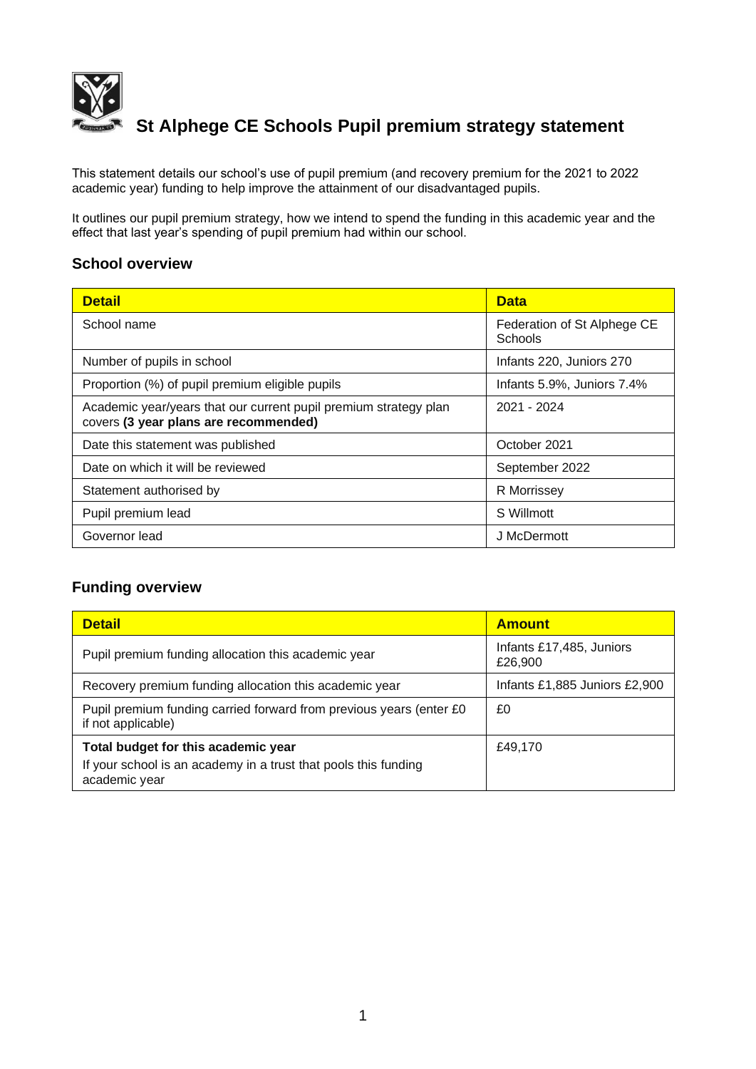# St Alphege CE Schools Pupil premium strategy statement

This statement details our school's use of pupil premium (and recovery premium for the 2021 to 2022 academic year) funding to help improve the attainment of our disadvantaged pupils.

It outlines our pupil premium strategy, how we intend to spend the funding in this academic year and the effect that last year's spending of pupil premium had within our school.

## School overview

| Detail | Data |
|---|---|
| School name | Federation of St Alphege CE Schools |
| Number of pupils in school | Infants 220, Juniors 270 |
| Proportion (%) of pupil premium eligible pupils | Infants 5.9%, Juniors 7.4% |
| Academic year/years that our current pupil premium strategy plan covers **(3 year plans are recommended)** | 2021 - 2024 |
| Date this statement was published | October 2021 |
| Date on which it will be reviewed | September 2022 |
| Statement authorised by | R Morrissey |
| Pupil premium lead | S Willmott |
| Governor lead | J McDermott |

## Funding overview

| Detail | Amount |
|---|---|
| Pupil premium funding allocation this academic year | Infants £17,485, Juniors £26,900 |
| Recovery premium funding allocation this academic year | Infants £1,885 Juniors £2,900 |
| Pupil premium funding carried forward from previous years (enter £0 if not applicable) | £0 |
| **Total budget for this academic year**<br>If your school is an academy in a trust that pools this funding academic year | £49,170 |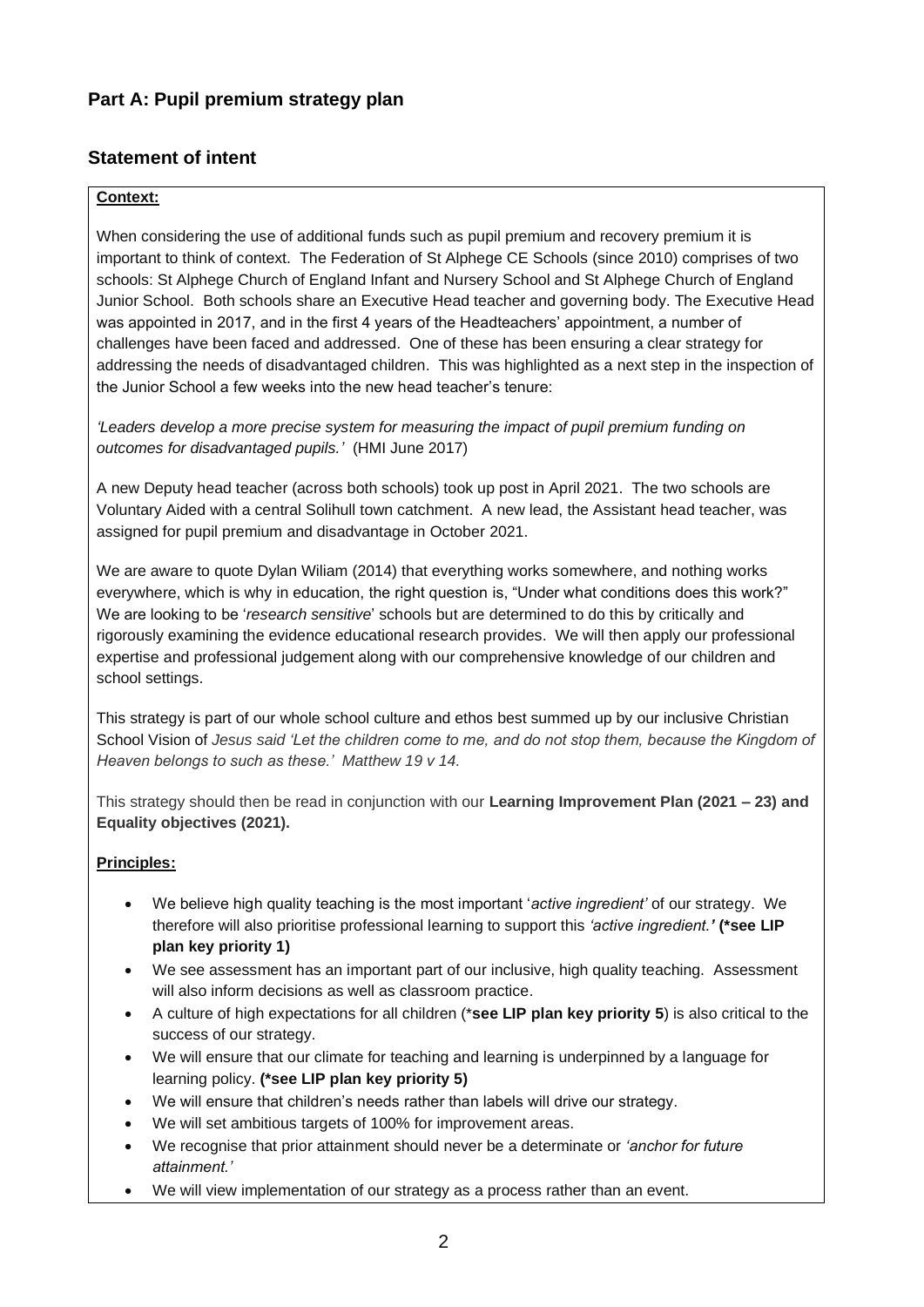## Part A: Pupil premium strategy plan

## Statement of intent

**Context:**

When considering the use of additional funds such as pupil premium and recovery premium it is important to think of context. The Federation of St Alphege CE Schools (since 2010) comprises of two schools: St Alphege Church of England Infant and Nursery School and St Alphege Church of England Junior School. Both schools share an Executive Head teacher and governing body. The Executive Head was appointed in 2017, and in the first 4 years of the Headteachers' appointment, a number of challenges have been faced and addressed. One of these has been ensuring a clear strategy for addressing the needs of disadvantaged children. This was highlighted as a next step in the inspection of the Junior School a few weeks into the new head teacher's tenure:

*'Leaders develop a more precise system for measuring the impact of pupil premium funding on outcomes for disadvantaged pupils.'* (HMI June 2017)

A new Deputy head teacher (across both schools) took up post in April 2021. The two schools are Voluntary Aided with a central Solihull town catchment. A new lead, the Assistant head teacher, was assigned for pupil premium and disadvantage in October 2021.

We are aware to quote Dylan Wiliam (2014) that everything works somewhere, and nothing works everywhere, which is why in education, the right question is, "Under what conditions does this work?" We are looking to be '*research sensitive*' schools but are determined to do this by critically and rigorously examining the evidence educational research provides. We will then apply our professional expertise and professional judgement along with our comprehensive knowledge of our children and school settings.

This strategy is part of our whole school culture and ethos best summed up by our inclusive Christian School Vision of *Jesus said 'Let the children come to me, and do not stop them, because the Kingdom of Heaven belongs to such as these.' Matthew 19 v 14.*

This strategy should then be read in conjunction with our **Learning Improvement Plan (2021 – 23) and Equality objectives (2021).**

**Principles:**

- We believe high quality teaching is the most important '*active ingredient'* of our strategy. We therefore will also prioritise professional learning to support this *'active ingredient.'* **(*see LIP plan key priority 1)**
- We see assessment has an important part of our inclusive, high quality teaching. Assessment will also inform decisions as well as classroom practice.
- A culture of high expectations for all children (***see LIP plan key priority 5**) is also critical to the success of our strategy.
- We will ensure that our climate for teaching and learning is underpinned by a language for learning policy. **(*see LIP plan key priority 5)**
- We will ensure that children's needs rather than labels will drive our strategy.
- We will set ambitious targets of 100% for improvement areas.
- We recognise that prior attainment should never be a determinate or *'anchor for future attainment.'*
- We will view implementation of our strategy as a process rather than an event.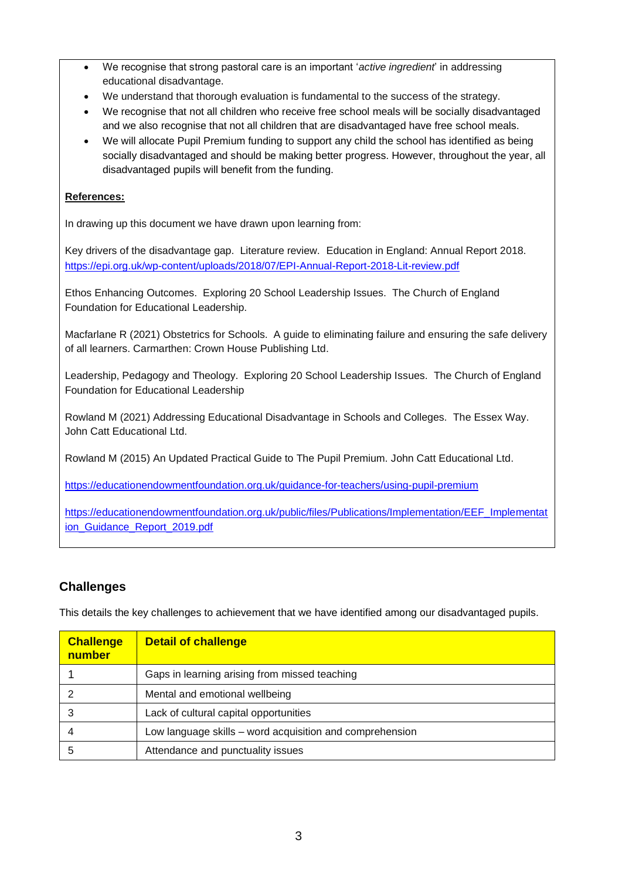- We recognise that strong pastoral care is an important '*active ingredient*' in addressing educational disadvantage.
- We understand that thorough evaluation is fundamental to the success of the strategy.
- We recognise that not all children who receive free school meals will be socially disadvantaged and we also recognise that not all children that are disadvantaged have free school meals.
- We will allocate Pupil Premium funding to support any child the school has identified as being socially disadvantaged and should be making better progress. However, throughout the year, all disadvantaged pupils will benefit from the funding.

**References:**

In drawing up this document we have drawn upon learning from:

Key drivers of the disadvantage gap. Literature review. Education in England: Annual Report 2018. https://epi.org.uk/wp-content/uploads/2018/07/EPI-Annual-Report-2018-Lit-review.pdf

Ethos Enhancing Outcomes. Exploring 20 School Leadership Issues. The Church of England Foundation for Educational Leadership.

Macfarlane R (2021) Obstetrics for Schools. A guide to eliminating failure and ensuring the safe delivery of all learners. Carmarthen: Crown House Publishing Ltd.

Leadership, Pedagogy and Theology. Exploring 20 School Leadership Issues. The Church of England Foundation for Educational Leadership

Rowland M (2021) Addressing Educational Disadvantage in Schools and Colleges. The Essex Way. John Catt Educational Ltd.

Rowland M (2015) An Updated Practical Guide to The Pupil Premium. John Catt Educational Ltd.

https://educationendowmentfoundation.org.uk/guidance-for-teachers/using-pupil-premium

https://educationendowmentfoundation.org.uk/public/files/Publications/Implementation/EEF_Implementation_Guidance_Report_2019.pdf

## Challenges

This details the key challenges to achievement that we have identified among our disadvantaged pupils.

| Challenge number | Detail of challenge |
|---|---|
| 1 | Gaps in learning arising from missed teaching |
| 2 | Mental and emotional wellbeing |
| 3 | Lack of cultural capital opportunities |
| 4 | Low language skills – word acquisition and comprehension |
| 5 | Attendance and punctuality issues |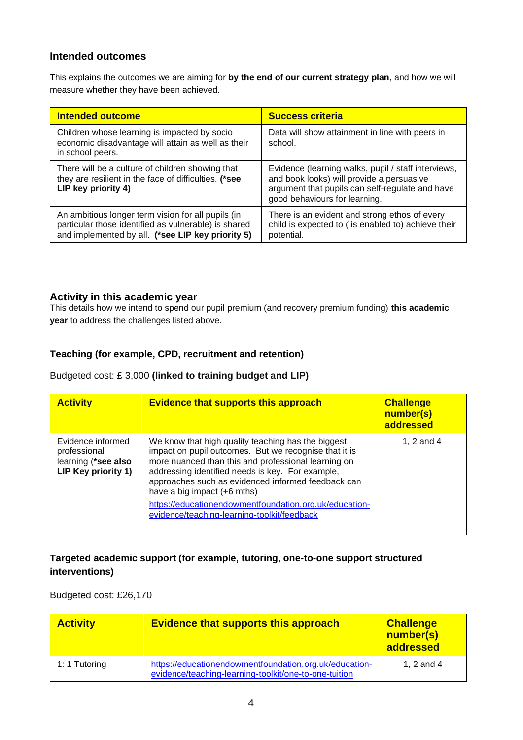## Intended outcomes

This explains the outcomes we are aiming for **by the end of our current strategy plan**, and how we will measure whether they have been achieved.

| Intended outcome | Success criteria |
| --- | --- |
| Children whose learning is impacted by socio economic disadvantage will attain as well as their in school peers. | Data will show attainment in line with peers in school. |
| There will be a culture of children showing that they are resilient in the face of difficulties. **(*see LIP key priority 4)** | Evidence (learning walks, pupil / staff interviews, and book looks) will provide a persuasive argument that pupils can self-regulate and have good behaviours for learning. |
| An ambitious longer term vision for all pupils (in particular those identified as vulnerable) is shared and implemented by all. **(*see LIP key priority 5)** | There is an evident and strong ethos of every child is expected to ( is enabled to) achieve their potential. |

## Activity in this academic year

This details how we intend to spend our pupil premium (and recovery premium funding) **this academic year** to address the challenges listed above.

### Teaching (for example, CPD, recruitment and retention)

Budgeted cost: £ 3,000 **(linked to training budget and LIP)**

| Activity | Evidence that supports this approach | Challenge number(s) addressed |
| --- | --- | --- |
| Evidence informed professional learning **(*see also LIP Key priority 1)** | We know that high quality teaching has the biggest impact on pupil outcomes. But we recognise that it is more nuanced than this and professional learning on addressing identified needs is key. For example, approaches such as evidenced informed feedback can have a big impact (+6 mths) https://educationendowmentfoundation.org.uk/education-evidence/teaching-learning-toolkit/feedback | 1, 2 and 4 |

### Targeted academic support (for example, tutoring, one-to-one support structured interventions)

Budgeted cost: £26,170

| Activity | Evidence that supports this approach | Challenge number(s) addressed |
| --- | --- | --- |
| 1: 1 Tutoring | https://educationendowmentfoundation.org.uk/education-evidence/teaching-learning-toolkit/one-to-one-tuition | 1, 2 and 4 |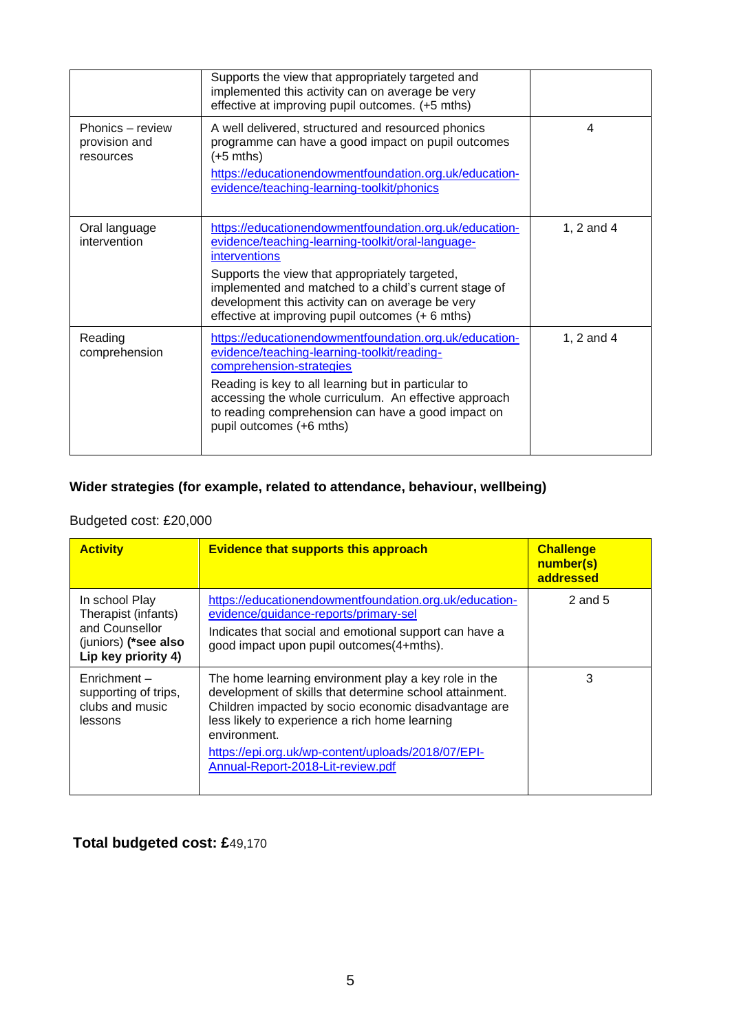| | | |
|---|---|---|
| | Supports the view that appropriately targeted and implemented this activity can on average be very effective at improving pupil outcomes. (+5 mths) | |
| Phonics – review provision and resources | A well delivered, structured and resourced phonics programme can have a good impact on pupil outcomes (+5 mths)<br>https://educationendowmentfoundation.org.uk/education-evidence/teaching-learning-toolkit/phonics | 4 |
| Oral language intervention | https://educationendowmentfoundation.org.uk/education-evidence/teaching-learning-toolkit/oral-language-interventions<br>Supports the view that appropriately targeted, implemented and matched to a child's current stage of development this activity can on average be very effective at improving pupil outcomes (+ 6 mths) | 1, 2 and 4 |
| Reading comprehension | https://educationendowmentfoundation.org.uk/education-evidence/teaching-learning-toolkit/reading-comprehension-strategies<br>Reading is key to all learning but in particular to accessing the whole curriculum. An effective approach to reading comprehension can have a good impact on pupil outcomes (+6 mths) | 1, 2 and 4 |

## Wider strategies (for example, related to attendance, behaviour, wellbeing)

Budgeted cost: £20,000

| Activity | Evidence that supports this approach | Challenge number(s) addressed |
|---|---|---|
| In school Play Therapist (infants) and Counsellor (juniors) **(*see also Lip key priority 4)** | https://educationendowmentfoundation.org.uk/education-evidence/guidance-reports/primary-sel<br>Indicates that social and emotional support can have a good impact upon pupil outcomes(4+mths). | 2 and 5 |
| Enrichment – supporting of trips, clubs and music lessons | The home learning environment play a key role in the development of skills that determine school attainment. Children impacted by socio economic disadvantage are less likely to experience a rich home learning environment.<br>https://epi.org.uk/wp-content/uploads/2018/07/EPI-Annual-Report-2018-Lit-review.pdf | 3 |

**Total budgeted cost: £**49,170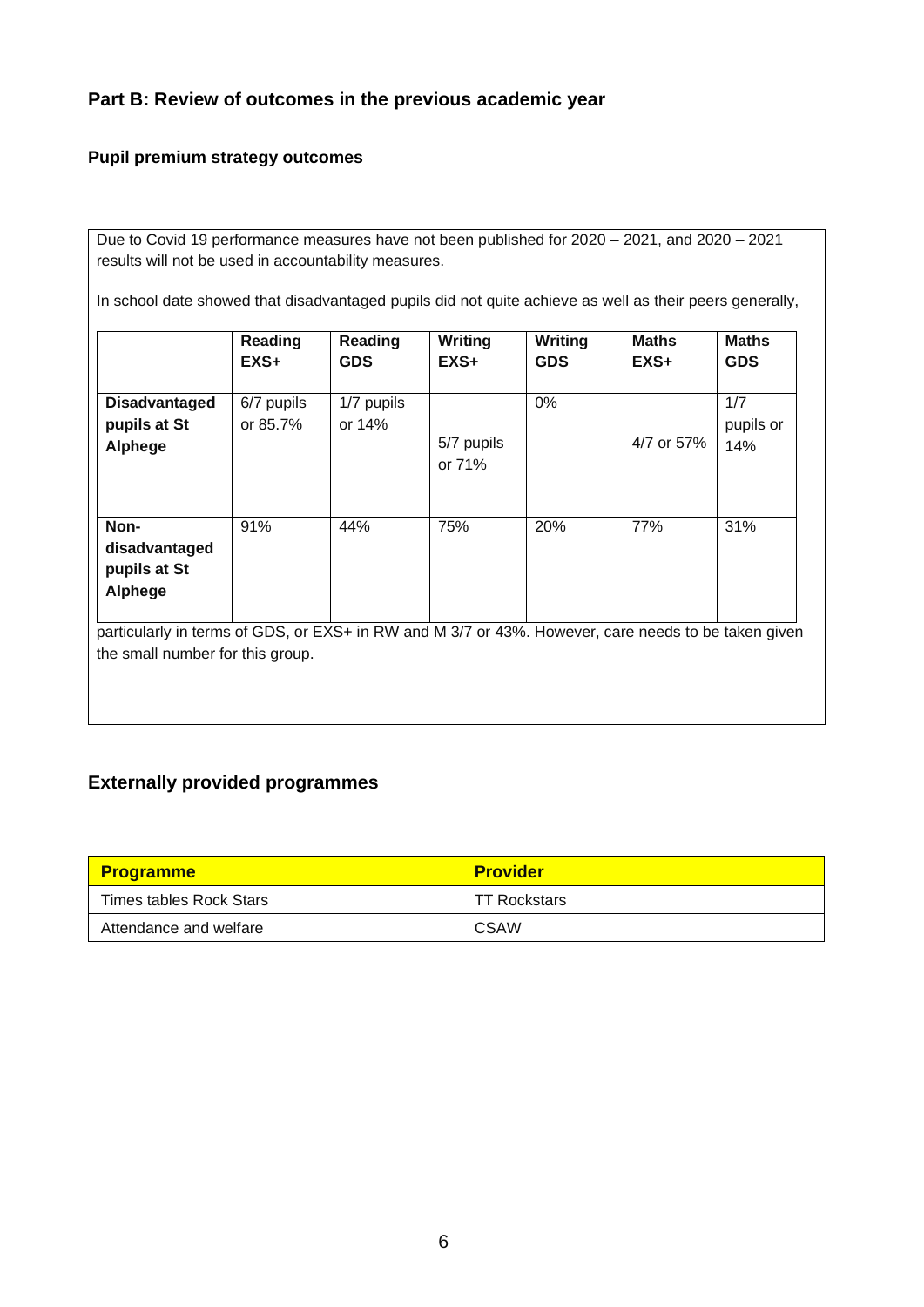## Part B: Review of outcomes in the previous academic year

### Pupil premium strategy outcomes

Due to Covid 19 performance measures have not been published for 2020 – 2021, and 2020 – 2021 results will not be used in accountability measures.

In school date showed that disadvantaged pupils did not quite achieve as well as their peers generally,

| | Reading EXS+ | Reading GDS | Writing EXS+ | Writing GDS | Maths EXS+ | Maths GDS |
|---|---|---|---|---|---|---|
| **Disadvantaged pupils at St Alphege** | 6/7 pupils or 85.7% | 1/7 pupils or 14% | 5/7 pupils or 71% | 0% | 4/7 or 57% | 1/7 pupils or 14% |
| **Non-disadvantaged pupils at St Alphege** | 91% | 44% | 75% | 20% | 77% | 31% |

particularly in terms of GDS, or EXS+ in RW and M 3/7 or 43%. However, care needs to be taken given the small number for this group.

## Externally provided programmes

| Programme | Provider |
|---|---|
| Times tables Rock Stars | TT Rockstars |
| Attendance and welfare | CSAW |